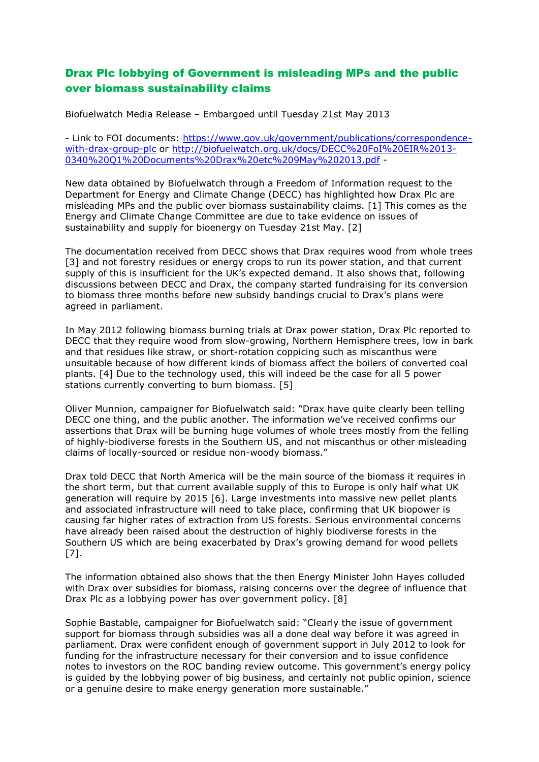## Drax Plc lobbying of Government is misleading MPs and the public over biomass sustainability claims

Biofuelwatch Media Release – Embargoed until Tuesday 21st May 2013

- Link to FOI documents: [https://www.gov.uk/government/publications/correspondence-with-drax-group-plc](https://www.gov.uk/government/publications/correspondence-with-drax-group-plc) or [http://biofuelwatch.org.uk/docs/DECC%20FoI%20EIR%2013-0340%20Q1%20Documents%20Drax%20etc%209May%202013.pdf](http://biofuelwatch.org.uk/docs/DECC%20FoI%20EIR%2013-0340%20Q1%20Documents%20Drax%20etc%209May%202013.pdf) -

New data obtained by Biofuelwatch through a Freedom of Information request to the Department for Energy and Climate Change (DECC) has highlighted how Drax Plc are misleading MPs and the public over biomass sustainability claims. [1] This comes as the Energy and Climate Change Committee are due to take evidence on issues of sustainability and supply for bioenergy on Tuesday 21st May. [2]

The documentation received from DECC shows that Drax requires wood from whole trees [3] and not forestry residues or energy crops to run its power station, and that current supply of this is insufficient for the UK's expected demand. It also shows that, following discussions between DECC and Drax, the company started fundraising for its conversion to biomass three months before new subsidy bandings crucial to Drax's plans were agreed in parliament.

In May 2012 following biomass burning trials at Drax power station, Drax Plc reported to DECC that they require wood from slow-growing, Northern Hemisphere trees, low in bark and that residues like straw, or short-rotation coppicing such as miscanthus were unsuitable because of how different kinds of biomass affect the boilers of converted coal plants. [4] Due to the technology used, this will indeed be the case for all 5 power stations currently converting to burn biomass. [5]

Oliver Munnion, campaigner for Biofuelwatch said: "Drax have quite clearly been telling DECC one thing, and the public another. The information we've received confirms our assertions that Drax will be burning huge volumes of whole trees mostly from the felling of highly-biodiverse forests in the Southern US, and not miscanthus or other misleading claims of locally-sourced or residue non-woody biomass."

Drax told DECC that North America will be the main source of the biomass it requires in the short term, but that current available supply of this to Europe is only half what UK generation will require by 2015 [6]. Large investments into massive new pellet plants and associated infrastructure will need to take place, confirming that UK biopower is causing far higher rates of extraction from US forests. Serious environmental concerns have already been raised about the destruction of highly biodiverse forests in the Southern US which are being exacerbated by Drax's growing demand for wood pellets [7].

The information obtained also shows that the then Energy Minister John Hayes colluded with Drax over subsidies for biomass, raising concerns over the degree of influence that Drax Plc as a lobbying power has over government policy. [8]

Sophie Bastable, campaigner for Biofuelwatch said: "Clearly the issue of government support for biomass through subsidies was all a done deal way before it was agreed in parliament. Drax were confident enough of government support in July 2012 to look for funding for the infrastructure necessary for their conversion and to issue confidence notes to investors on the ROC banding review outcome. This government's energy policy is guided by the lobbying power of big business, and certainly not public opinion, science or a genuine desire to make energy generation more sustainable."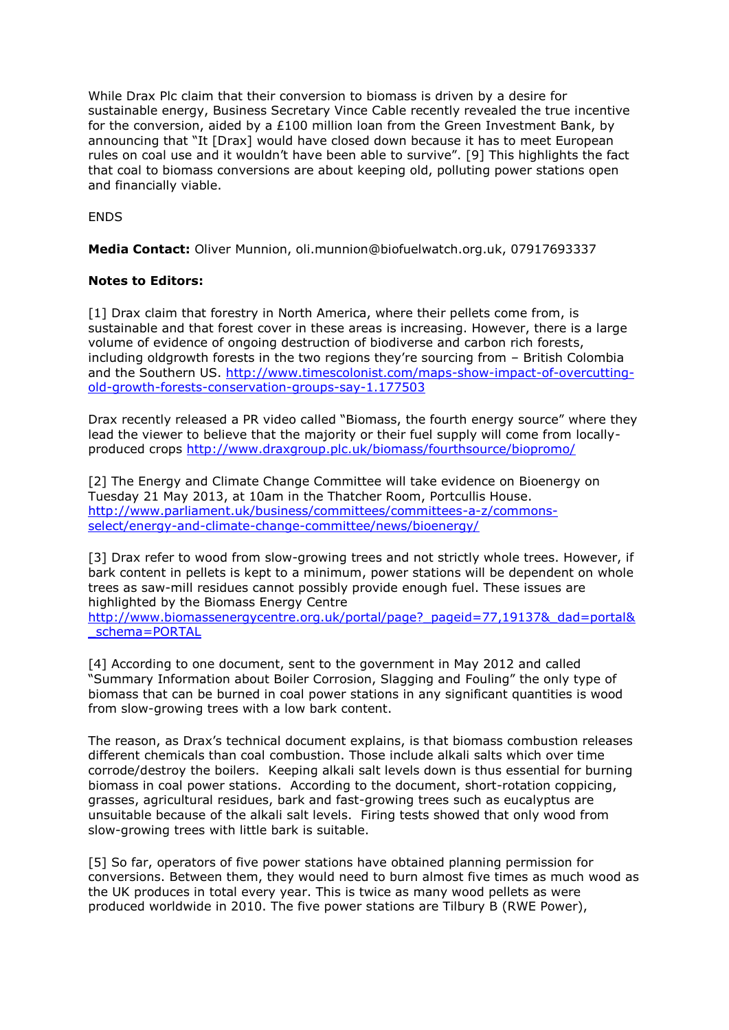While Drax Plc claim that their conversion to biomass is driven by a desire for sustainable energy, Business Secretary Vince Cable recently revealed the true incentive for the conversion, aided by a £100 million loan from the Green Investment Bank, by announcing that "It [Drax] would have closed down because it has to meet European rules on coal use and it wouldn't have been able to survive". [9] This highlights the fact that coal to biomass conversions are about keeping old, polluting power stations open and financially viable.

ENDS

**Media Contact:** Oliver Munnion, oli.munnion@biofuelwatch.org.uk, 07917693337

**Notes to Editors:**

[1] Drax claim that forestry in North America, where their pellets come from, is sustainable and that forest cover in these areas is increasing. However, there is a large volume of evidence of ongoing destruction of biodiverse and carbon rich forests, including oldgrowth forests in the two regions they're sourcing from – British Colombia and the Southern US. http://www.timescolonist.com/maps-show-impact-of-overcutting-old-growth-forests-conservation-groups-say-1.177503

Drax recently released a PR video called "Biomass, the fourth energy source" where they lead the viewer to believe that the majority or their fuel supply will come from locally-produced crops http://www.draxgroup.plc.uk/biomass/fourthsource/biopromo/

[2] The Energy and Climate Change Committee will take evidence on Bioenergy on Tuesday 21 May 2013, at 10am in the Thatcher Room, Portcullis House. http://www.parliament.uk/business/committees/committees-a-z/commons-select/energy-and-climate-change-committee/news/bioenergy/

[3] Drax refer to wood from slow-growing trees and not strictly whole trees. However, if bark content in pellets is kept to a minimum, power stations will be dependent on whole trees as saw-mill residues cannot possibly provide enough fuel. These issues are highlighted by the Biomass Energy Centre http://www.biomassenergycentre.org.uk/portal/page?_pageid=77,19137&_dad=portal&_schema=PORTAL

[4] According to one document, sent to the government in May 2012 and called "Summary Information about Boiler Corrosion, Slagging and Fouling" the only type of biomass that can be burned in coal power stations in any significant quantities is wood from slow-growing trees with a low bark content.

The reason, as Drax's technical document explains, is that biomass combustion releases different chemicals than coal combustion. Those include alkali salts which over time corrode/destroy the boilers. Keeping alkali salt levels down is thus essential for burning biomass in coal power stations. According to the document, short-rotation coppicing, grasses, agricultural residues, bark and fast-growing trees such as eucalyptus are unsuitable because of the alkali salt levels. Firing tests showed that only wood from slow-growing trees with little bark is suitable.

[5] So far, operators of five power stations have obtained planning permission for conversions. Between them, they would need to burn almost five times as much wood as the UK produces in total every year. This is twice as many wood pellets as were produced worldwide in 2010. The five power stations are Tilbury B (RWE Power),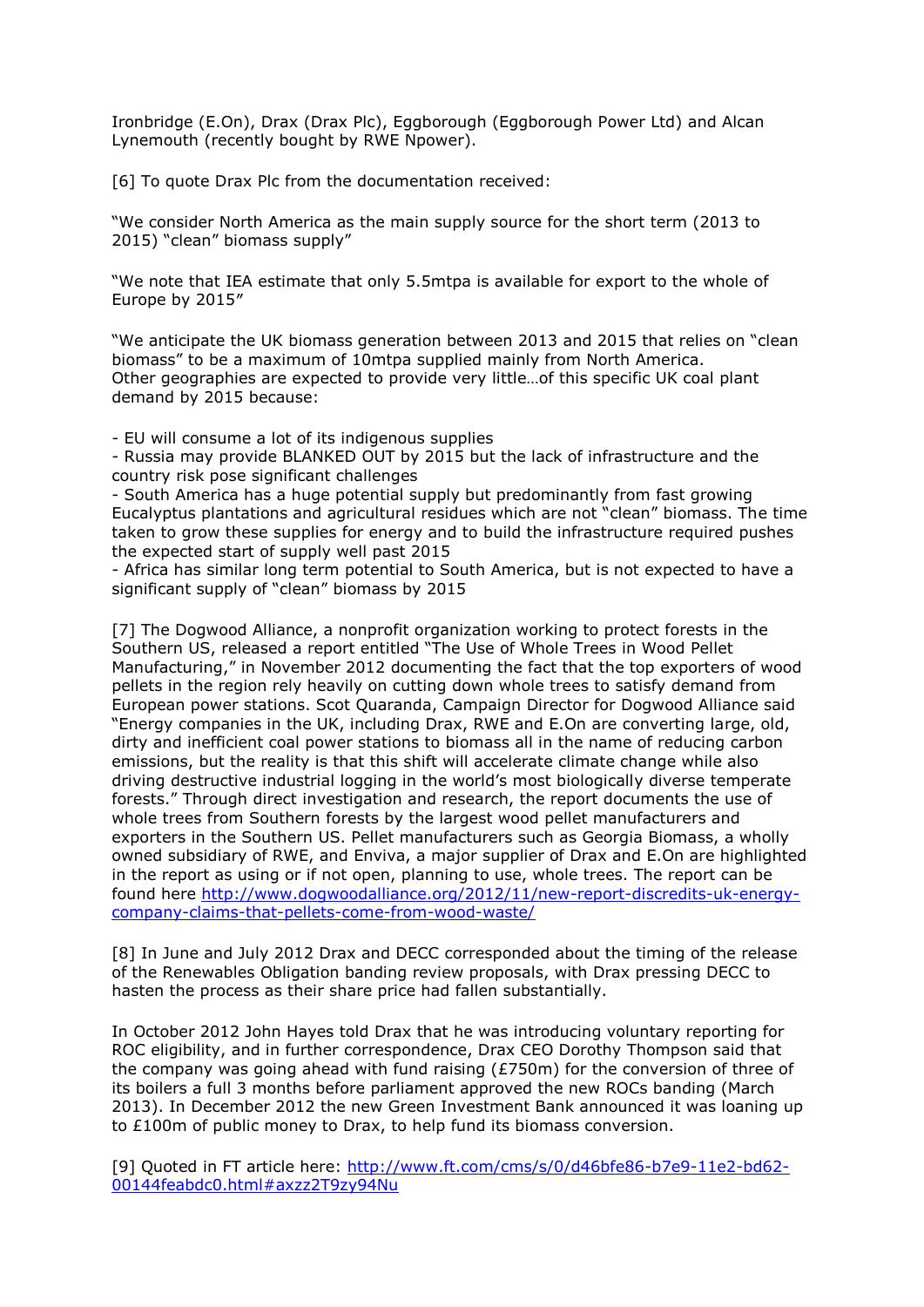Ironbridge (E.On), Drax (Drax Plc), Eggborough (Eggborough Power Ltd) and Alcan Lynemouth (recently bought by RWE Npower).

[6] To quote Drax Plc from the documentation received:

"We consider North America as the main supply source for the short term (2013 to 2015) "clean" biomass supply"

"We note that IEA estimate that only 5.5mtpa is available for export to the whole of Europe by 2015"

"We anticipate the UK biomass generation between 2013 and 2015 that relies on "clean biomass" to be a maximum of 10mtpa supplied mainly from North America. Other geographies are expected to provide very little…of this specific UK coal plant demand by 2015 because:

- EU will consume a lot of its indigenous supplies
- Russia may provide BLANKED OUT by 2015 but the lack of infrastructure and the country risk pose significant challenges
- South America has a huge potential supply but predominantly from fast growing Eucalyptus plantations and agricultural residues which are not "clean" biomass. The time taken to grow these supplies for energy and to build the infrastructure required pushes the expected start of supply well past 2015
- Africa has similar long term potential to South America, but is not expected to have a significant supply of "clean" biomass by 2015

[7] The Dogwood Alliance, a nonprofit organization working to protect forests in the Southern US, released a report entitled "The Use of Whole Trees in Wood Pellet Manufacturing," in November 2012 documenting the fact that the top exporters of wood pellets in the region rely heavily on cutting down whole trees to satisfy demand from European power stations. Scot Quaranda, Campaign Director for Dogwood Alliance said "Energy companies in the UK, including Drax, RWE and E.On are converting large, old, dirty and inefficient coal power stations to biomass all in the name of reducing carbon emissions, but the reality is that this shift will accelerate climate change while also driving destructive industrial logging in the world's most biologically diverse temperate forests." Through direct investigation and research, the report documents the use of whole trees from Southern forests by the largest wood pellet manufacturers and exporters in the Southern US. Pellet manufacturers such as Georgia Biomass, a wholly owned subsidiary of RWE, and Enviva, a major supplier of Drax and E.On are highlighted in the report as using or if not open, planning to use, whole trees. The report can be found here [http://www.dogwoodalliance.org/2012/11/new-report-discredits-uk-energy-company-claims-that-pellets-come-from-wood-waste/](http://www.dogwoodalliance.org/2012/11/new-report-discredits-uk-energy-company-claims-that-pellets-come-from-wood-waste/)

[8] In June and July 2012 Drax and DECC corresponded about the timing of the release of the Renewables Obligation banding review proposals, with Drax pressing DECC to hasten the process as their share price had fallen substantially.

In October 2012 John Hayes told Drax that he was introducing voluntary reporting for ROC eligibility, and in further correspondence, Drax CEO Dorothy Thompson said that the company was going ahead with fund raising (£750m) for the conversion of three of its boilers a full 3 months before parliament approved the new ROCs banding (March 2013). In December 2012 the new Green Investment Bank announced it was loaning up to £100m of public money to Drax, to help fund its biomass conversion.

[9] Quoted in FT article here: [http://www.ft.com/cms/s/0/d46bfe86-b7e9-11e2-bd62-00144feabdc0.html#axzz2T9zy94Nu](http://www.ft.com/cms/s/0/d46bfe86-b7e9-11e2-bd62-00144feabdc0.html#axzz2T9zy94Nu)